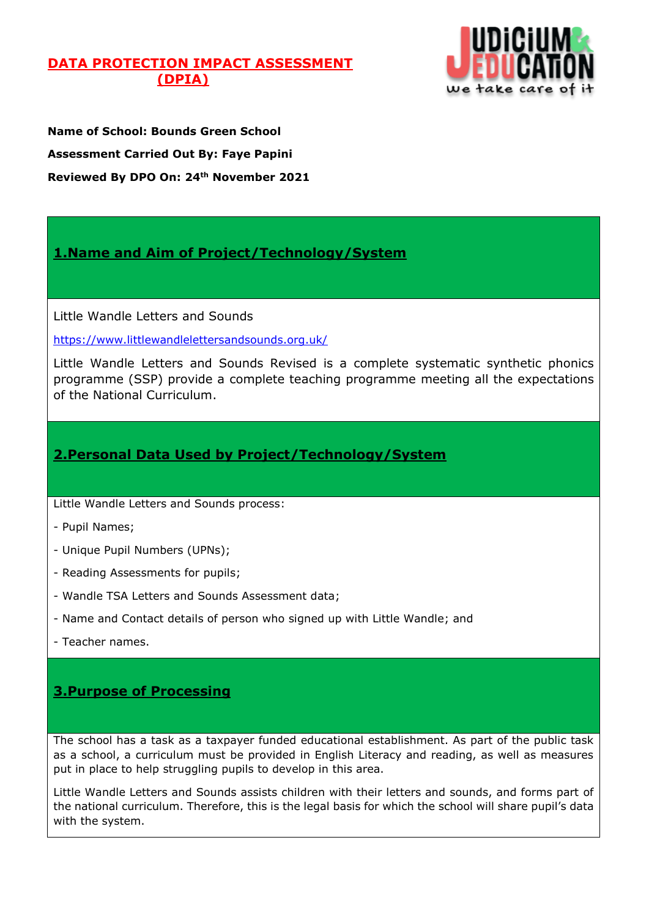# DATA PROTECTION IMPACT ASSESSMENT (DPIA)

**Name of School: Bounds Green School**

**Assessment Carried Out By: Faye Papini**

**Reviewed By DPO On: 24th November 2021**

## 1.Name and Aim of Project/Technology/System

Little Wandle Letters and Sounds

https://www.littlewandlelettersandsounds.org.uk/

Little Wandle Letters and Sounds Revised is a complete systematic synthetic phonics programme (SSP) provide a complete teaching programme meeting all the expectations of the National Curriculum.

## 2.Personal Data Used by Project/Technology/System

Little Wandle Letters and Sounds process:

- Pupil Names;
- Unique Pupil Numbers (UPNs);
- Reading Assessments for pupils;
- Wandle TSA Letters and Sounds Assessment data;
- Name and Contact details of person who signed up with Little Wandle; and
- Teacher names.

## 3.Purpose of Processing

The school has a task as a taxpayer funded educational establishment. As part of the public task as a school, a curriculum must be provided in English Literacy and reading, as well as measures put in place to help struggling pupils to develop in this area.

Little Wandle Letters and Sounds assists children with their letters and sounds, and forms part of the national curriculum. Therefore, this is the legal basis for which the school will share pupil's data with the system.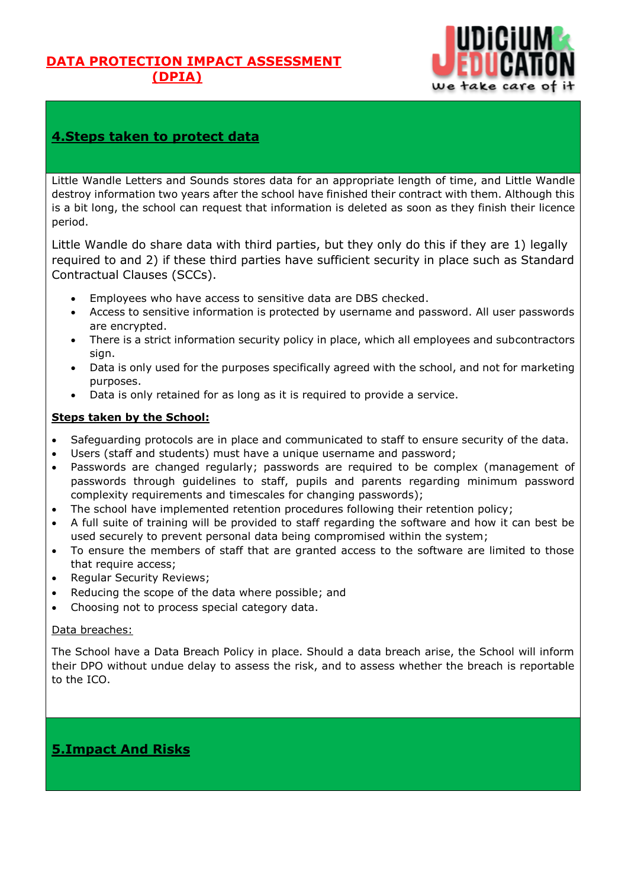## 4.Steps taken to protect data

Little Wandle Letters and Sounds stores data for an appropriate length of time, and Little Wandle destroy information two years after the school have finished their contract with them. Although this is a bit long, the school can request that information is deleted as soon as they finish their licence period.

Little Wandle do share data with third parties, but they only do this if they are 1) legally required to and 2) if these third parties have sufficient security in place such as Standard Contractual Clauses (SCCs).

- Employees who have access to sensitive data are DBS checked.
- Access to sensitive information is protected by username and password. All user passwords are encrypted.
- There is a strict information security policy in place, which all employees and subcontractors sign.
- Data is only used for the purposes specifically agreed with the school, and not for marketing purposes.
- Data is only retained for as long as it is required to provide a service.

**Steps taken by the School:**

- Safeguarding protocols are in place and communicated to staff to ensure security of the data.
- Users (staff and students) must have a unique username and password;
- Passwords are changed regularly; passwords are required to be complex (management of passwords through guidelines to staff, pupils and parents regarding minimum password complexity requirements and timescales for changing passwords);
- The school have implemented retention procedures following their retention policy;
- A full suite of training will be provided to staff regarding the software and how it can best be used securely to prevent personal data being compromised within the system;
- To ensure the members of staff that are granted access to the software are limited to those that require access;
- Regular Security Reviews;
- Reducing the scope of the data where possible; and
- Choosing not to process special category data.

Data breaches:

The School have a Data Breach Policy in place. Should a data breach arise, the School will inform their DPO without undue delay to assess the risk, and to assess whether the breach is reportable to the ICO.

## 5.Impact And Risks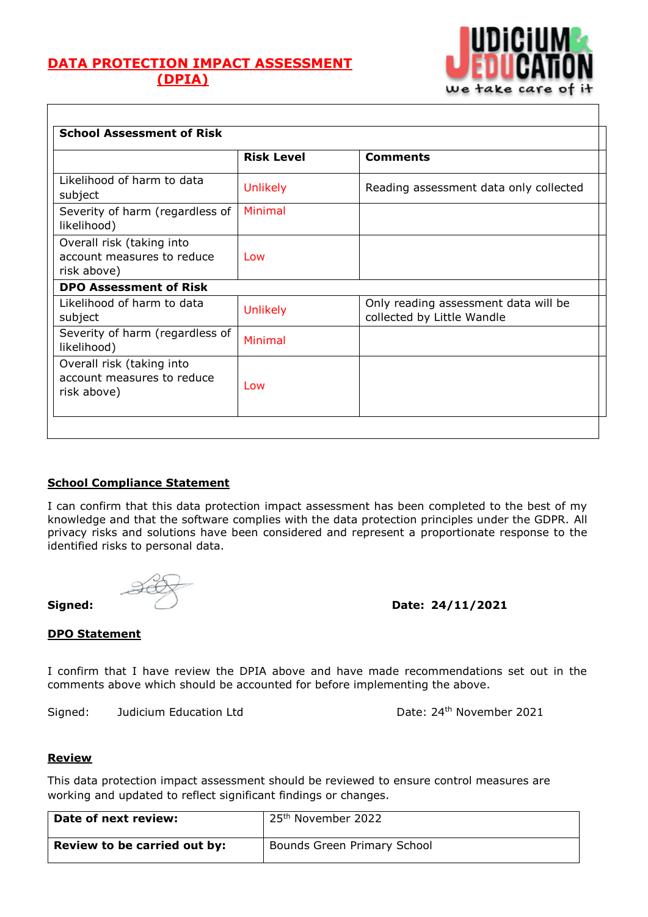# DATA PROTECTION IMPACT ASSESSMENT (DPIA)

| School Assessment of Risk | | |
|---|---|---|
| | **Risk Level** | **Comments** |
| Likelihood of harm to data subject | Unlikely | Reading assessment data only collected |
| Severity of harm (regardless of likelihood) | Minimal | |
| Overall risk (taking into account measures to reduce risk above) | Low | |
| **DPO Assessment of Risk** | | |
| Likelihood of harm to data subject | Unlikely | Only reading assessment data will be collected by Little Wandle |
| Severity of harm (regardless of likelihood) | Minimal | |
| Overall risk (taking into account measures to reduce risk above) | Low | |

## School Compliance Statement

I can confirm that this data protection impact assessment has been completed to the best of my knowledge and that the software complies with the data protection principles under the GDPR. All privacy risks and solutions have been considered and represent a proportionate response to the identified risks to personal data.

**Signed:** **Date: 24/11/2021**

## DPO Statement

I confirm that I have review the DPIA above and have made recommendations set out in the comments above which should be accounted for before implementing the above.

Signed: Judicium Education Ltd Date: 24th November 2021

## Review

This data protection impact assessment should be reviewed to ensure control measures are working and updated to reflect significant findings or changes.

| | |
|---|---|
| **Date of next review:** | 25th November 2022 |
| **Review to be carried out by:** | Bounds Green Primary School |